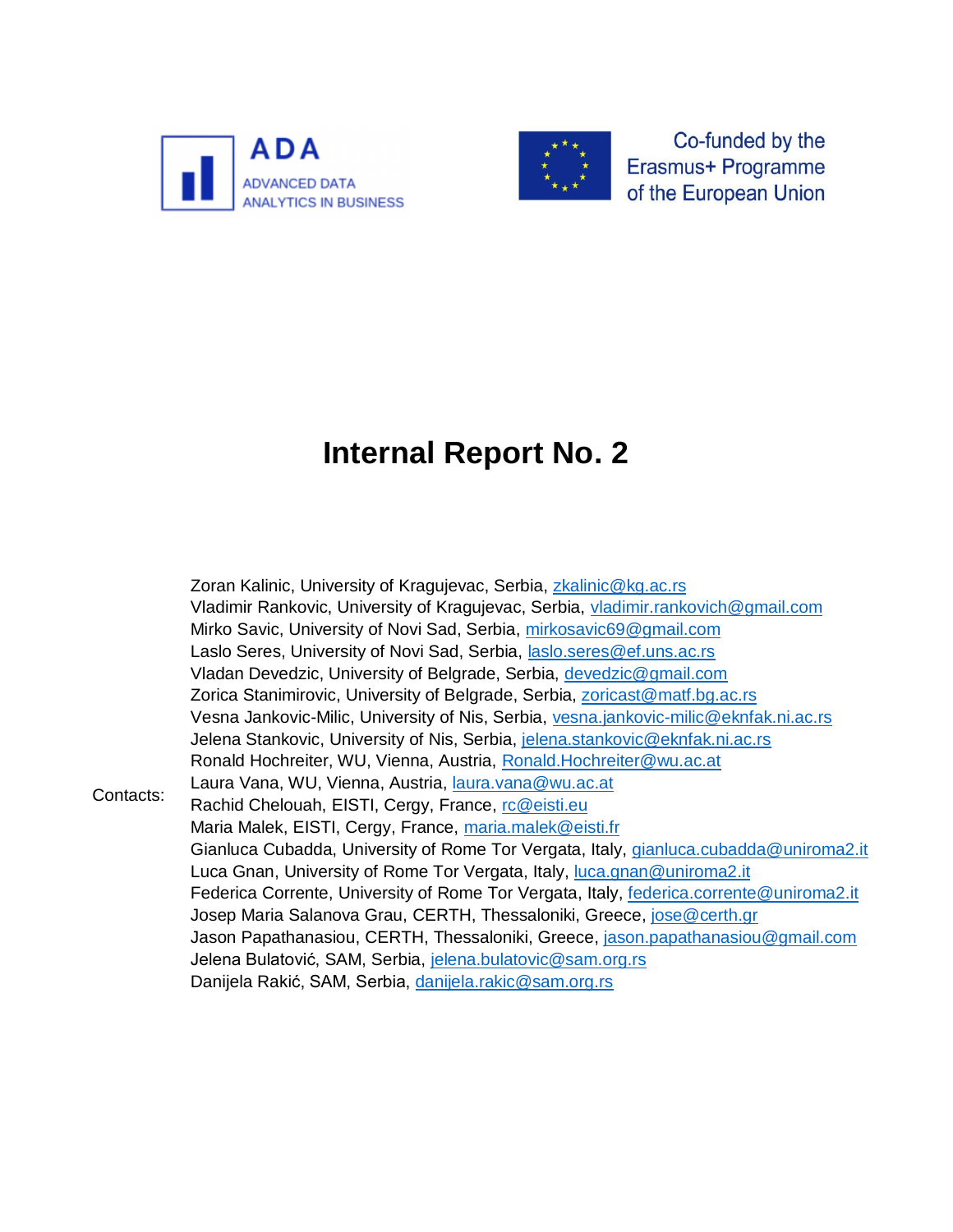ADA

ADVANCED DATA ANALYTICS IN BUSINESS

Co-funded by the Erasmus+ Programme of the European Union

# Internal Report No. 2

Contacts:

Zoran Kalinic, University of Kragujevac, Serbia, zkalinic@kg.ac.rs
Vladimir Rankovic, University of Kragujevac, Serbia, vladimir.rankovich@gmail.com
Mirko Savic, University of Novi Sad, Serbia, mirkosavic69@gmail.com
Laslo Seres, University of Novi Sad, Serbia, laslo.seres@ef.uns.ac.rs
Vladan Devedzic, University of Belgrade, Serbia, devedzic@gmail.com
Zorica Stanimirovic, University of Belgrade, Serbia, zoricast@matf.bg.ac.rs
Vesna Jankovic-Milic, University of Nis, Serbia, vesna.jankovic-milic@eknfak.ni.ac.rs
Jelena Stankovic, University of Nis, Serbia, jelena.stankovic@eknfak.ni.ac.rs
Ronald Hochreiter, WU, Vienna, Austria, Ronald.Hochreiter@wu.ac.at
Laura Vana, WU, Vienna, Austria, laura.vana@wu.ac.at
Rachid Chelouah, EISTI, Cergy, France, rc@eisti.eu
Maria Malek, EISTI, Cergy, France, maria.malek@eisti.fr
Gianluca Cubadda, University of Rome Tor Vergata, Italy, gianluca.cubadda@uniroma2.it
Luca Gnan, University of Rome Tor Vergata, Italy, luca.gnan@uniroma2.it
Federica Corrente, University of Rome Tor Vergata, Italy, federica.corrente@uniroma2.it
Josep Maria Salanova Grau, CERTH, Thessaloniki, Greece, jose@certh.gr
Jason Papathanasiou, CERTH, Thessaloniki, Greece, jason.papathanasiou@gmail.com
Jelena Bulatović, SAM, Serbia, jelena.bulatovic@sam.org.rs
Danijela Rakić, SAM, Serbia, danijela.rakic@sam.org.rs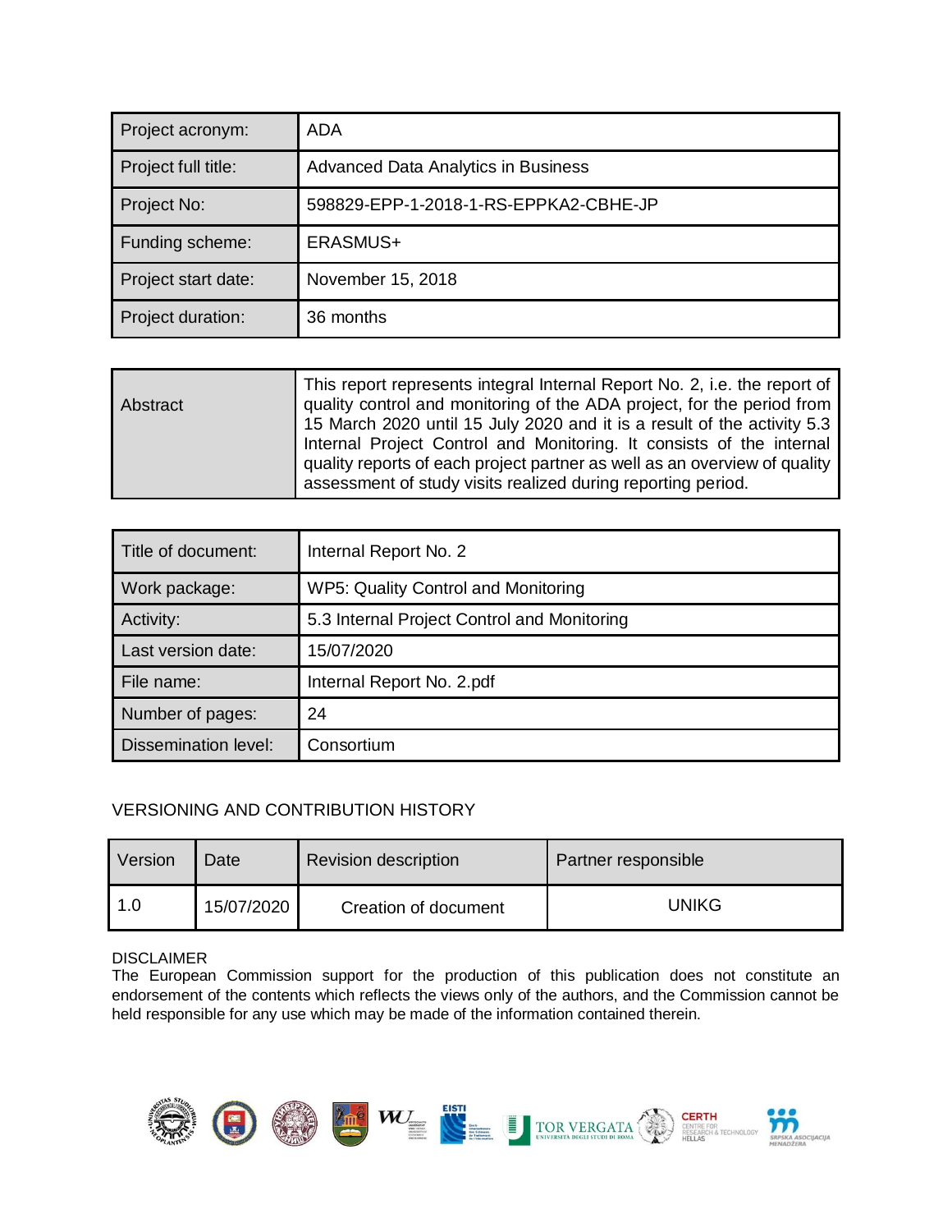| Project acronym: | ADA |
|---|---|
| Project full title: | Advanced Data Analytics in Business |
| Project No: | 598829-EPP-1-2018-1-RS-EPPKA2-CBHE-JP |
| Funding scheme: | ERASMUS+ |
| Project start date: | November 15, 2018 |
| Project duration: | 36 months |

| Abstract | This report represents integral Internal Report No. 2, i.e. the report of quality control and monitoring of the ADA project, for the period from 15 March 2020 until 15 July 2020 and it is a result of the activity 5.3 Internal Project Control and Monitoring. It consists of the internal quality reports of each project partner as well as an overview of quality assessment of study visits realized during reporting period. |
|---|---|

| Title of document: | Internal Report No. 2 |
|---|---|
| Work package: | WP5: Quality Control and Monitoring |
| Activity: | 5.3 Internal Project Control and Monitoring |
| Last version date: | 15/07/2020 |
| File name: | Internal Report No. 2.pdf |
| Number of pages: | 24 |
| Dissemination level: | Consortium |

VERSIONING AND CONTRIBUTION HISTORY

| Version | Date | Revision description | Partner responsible |
|---|---|---|---|
| 1.0 | 15/07/2020 | Creation of document | UNIKG |

DISCLAIMER

The European Commission support for the production of this publication does not constitute an endorsement of the contents which reflects the views only of the authors, and the Commission cannot be held responsible for any use which may be made of the information contained therein.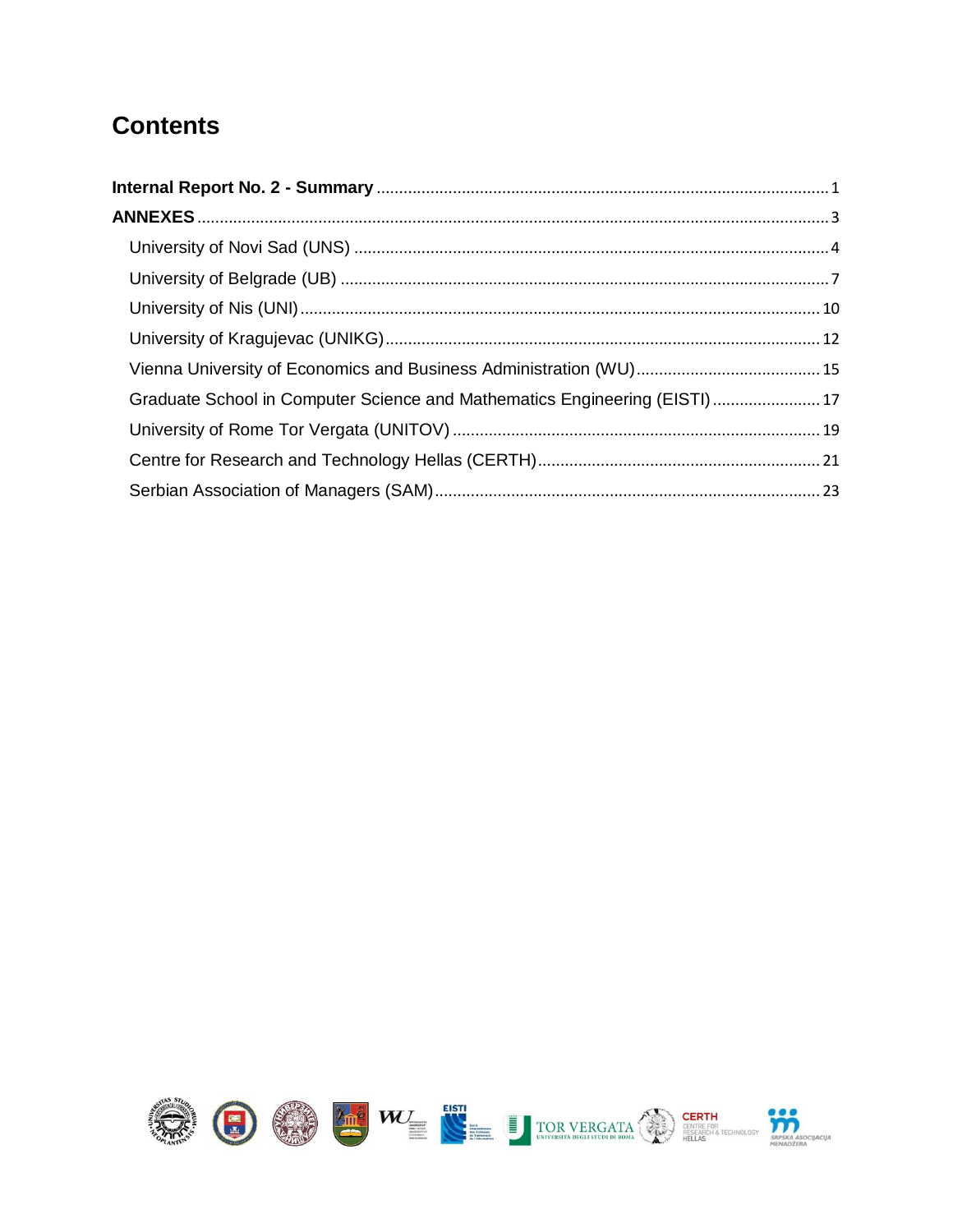# Contents

**Internal Report No. 2 - Summary** ............ 1

**ANNEXES** ............ 3

- University of Novi Sad (UNS) ............ 4
- University of Belgrade (UB) ............ 7
- University of Nis (UNI) ............ 10
- University of Kragujevac (UNIKG) ............ 12
- Vienna University of Economics and Business Administration (WU) ............ 15
- Graduate School in Computer Science and Mathematics Engineering (EISTI) ............ 17
- University of Rome Tor Vergata (UNITOV) ............ 19
- Centre for Research and Technology Hellas (CERTH) ............ 21
- Serbian Association of Managers (SAM) ............ 23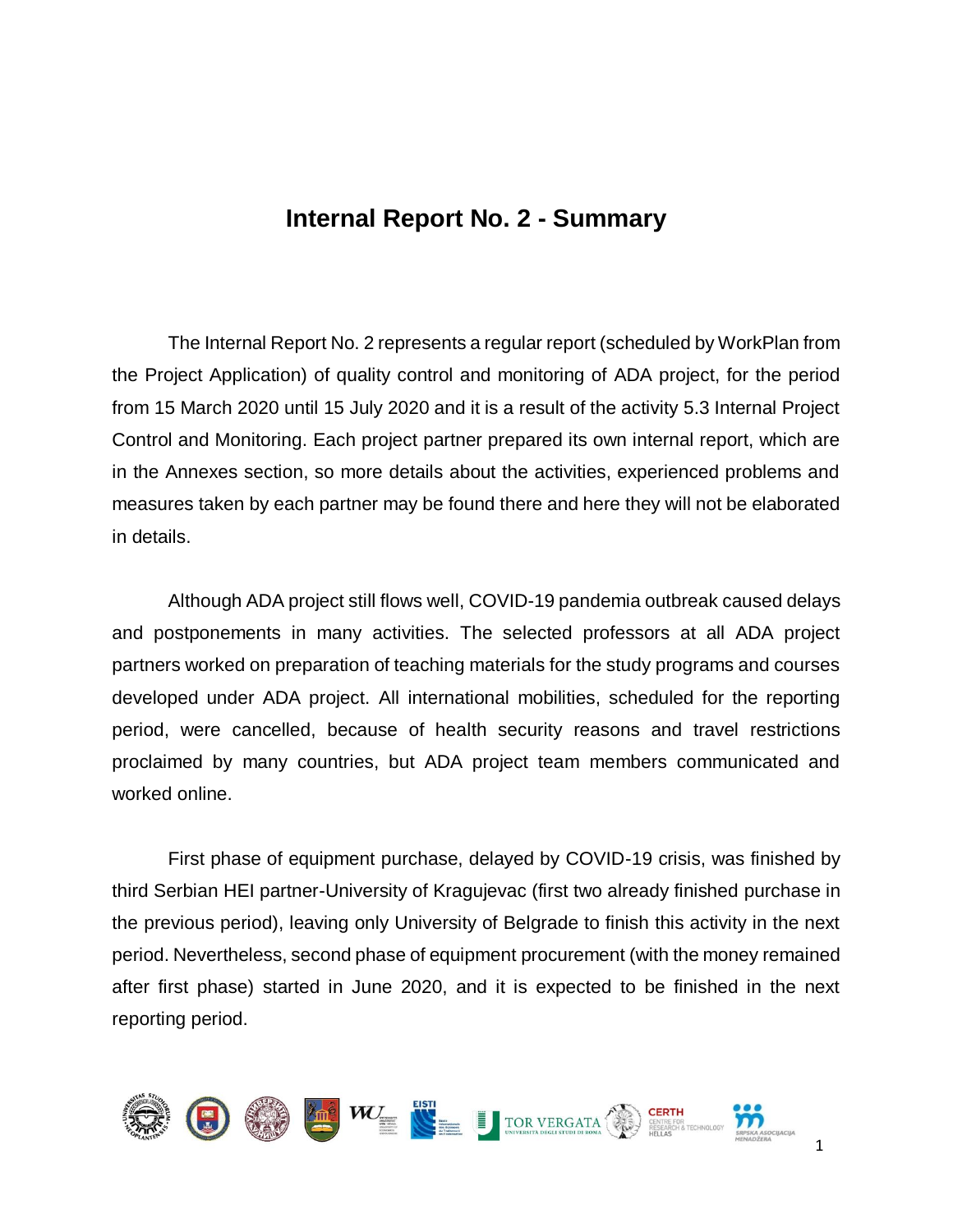# Internal Report No. 2 - Summary

The Internal Report No. 2 represents a regular report (scheduled by WorkPlan from the Project Application) of quality control and monitoring of ADA project, for the period from 15 March 2020 until 15 July 2020 and it is a result of the activity 5.3 Internal Project Control and Monitoring. Each project partner prepared its own internal report, which are in the Annexes section, so more details about the activities, experienced problems and measures taken by each partner may be found there and here they will not be elaborated in details.

Although ADA project still flows well, COVID-19 pandemia outbreak caused delays and postponements in many activities. The selected professors at all ADA project partners worked on preparation of teaching materials for the study programs and courses developed under ADA project. All international mobilities, scheduled for the reporting period, were cancelled, because of health security reasons and travel restrictions proclaimed by many countries, but ADA project team members communicated and worked online.

First phase of equipment purchase, delayed by COVID-19 crisis, was finished by third Serbian HEI partner-University of Kragujevac (first two already finished purchase in the previous period), leaving only University of Belgrade to finish this activity in the next period. Nevertheless, second phase of equipment procurement (with the money remained after first phase) started in June 2020, and it is expected to be finished in the next reporting period.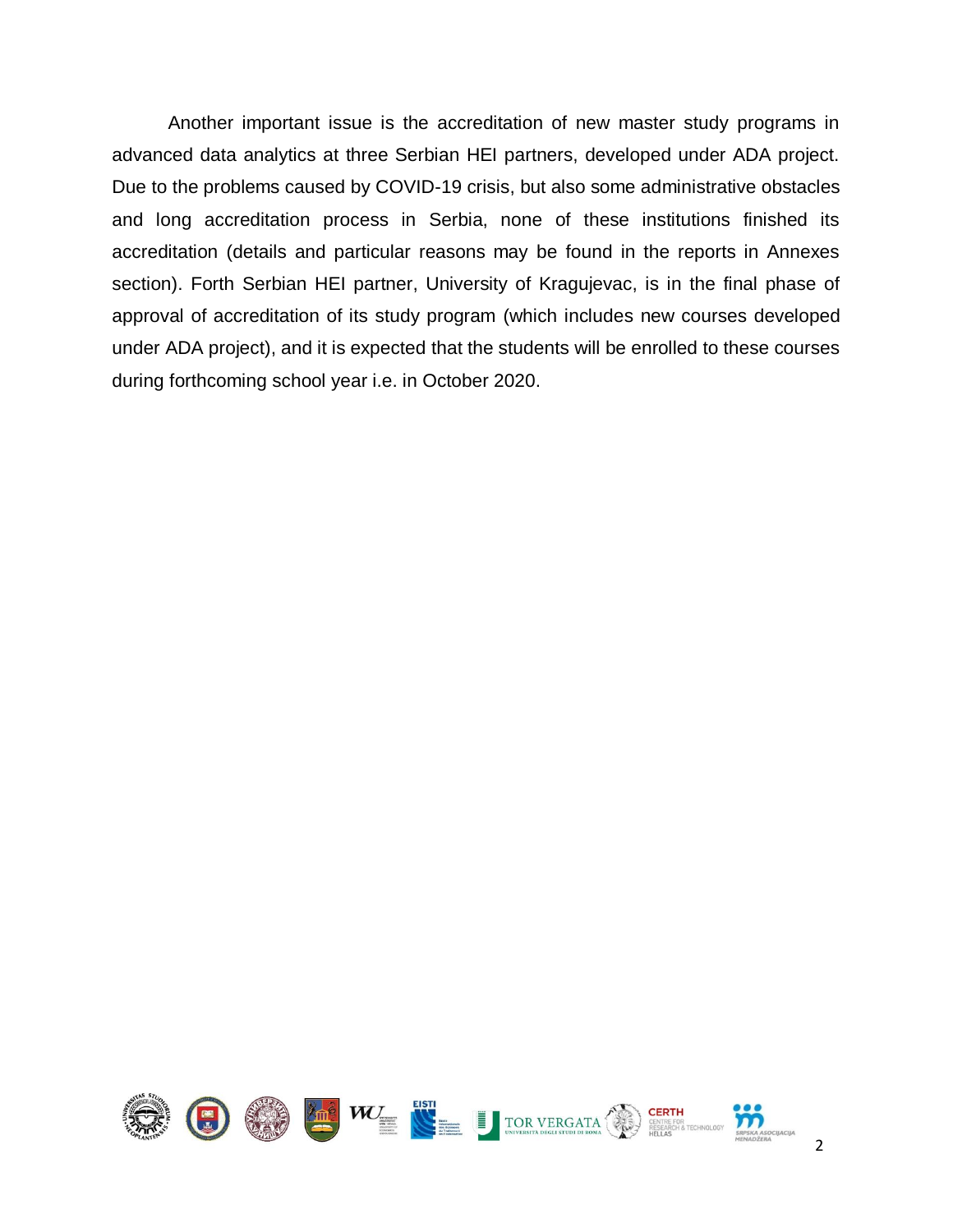Another important issue is the accreditation of new master study programs in advanced data analytics at three Serbian HEI partners, developed under ADA project. Due to the problems caused by COVID-19 crisis, but also some administrative obstacles and long accreditation process in Serbia, none of these institutions finished its accreditation (details and particular reasons may be found in the reports in Annexes section). Forth Serbian HEI partner, University of Kragujevac, is in the final phase of approval of accreditation of its study program (which includes new courses developed under ADA project), and it is expected that the students will be enrolled to these courses during forthcoming school year i.e. in October 2020.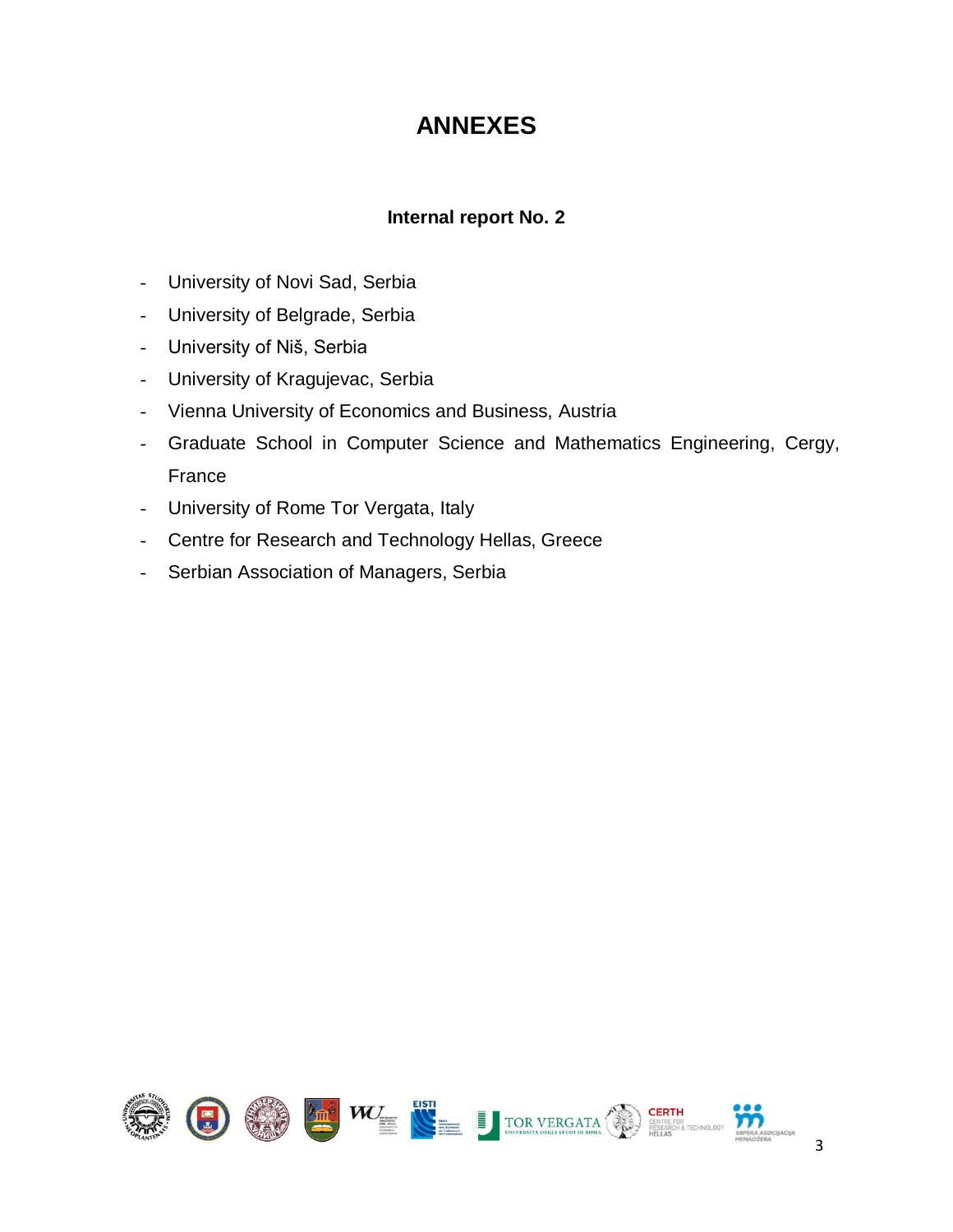# ANNEXES

### Internal report No. 2

- University of Novi Sad, Serbia
- University of Belgrade, Serbia
- University of Niš, Serbia
- University of Kragujevac, Serbia
- Vienna University of Economics and Business, Austria
- Graduate School in Computer Science and Mathematics Engineering, Cergy, France
- University of Rome Tor Vergata, Italy
- Centre for Research and Technology Hellas, Greece
- Serbian Association of Managers, Serbia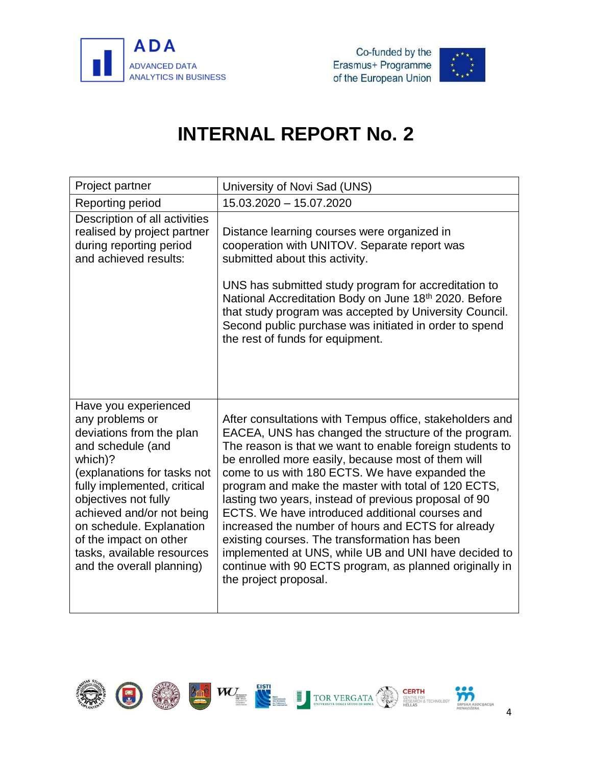# INTERNAL REPORT No. 2

| Project partner | University of Novi Sad (UNS) |
|---|---|
| Reporting period | 15.03.2020 – 15.07.2020 |
| Description of all activities realised by project partner during reporting period and achieved results: | Distance learning courses were organized in cooperation with UNITOV. Separate report was submitted about this activity.<br><br>UNS has submitted study program for accreditation to National Accreditation Body on June 18th 2020. Before that study program was accepted by University Council. Second public purchase was initiated in order to spend the rest of funds for equipment. |
| Have you experienced any problems or deviations from the plan and schedule (and which)?<br>(explanations for tasks not fully implemented, critical objectives not fully achieved and/or not being on schedule. Explanation of the impact on other tasks, available resources and the overall planning) | After consultations with Tempus office, stakeholders and EACEA, UNS has changed the structure of the program. The reason is that we want to enable foreign students to be enrolled more easily, because most of them will come to us with 180 ECTS. We have expanded the program and make the master with total of 120 ECTS, lasting two years, instead of previous proposal of 90 ECTS. We have introduced additional courses and increased the number of hours and ECTS for already existing courses. The transformation has been implemented at UNS, while UB and UNI have decided to continue with 90 ECTS program, as planned originally in the project proposal. |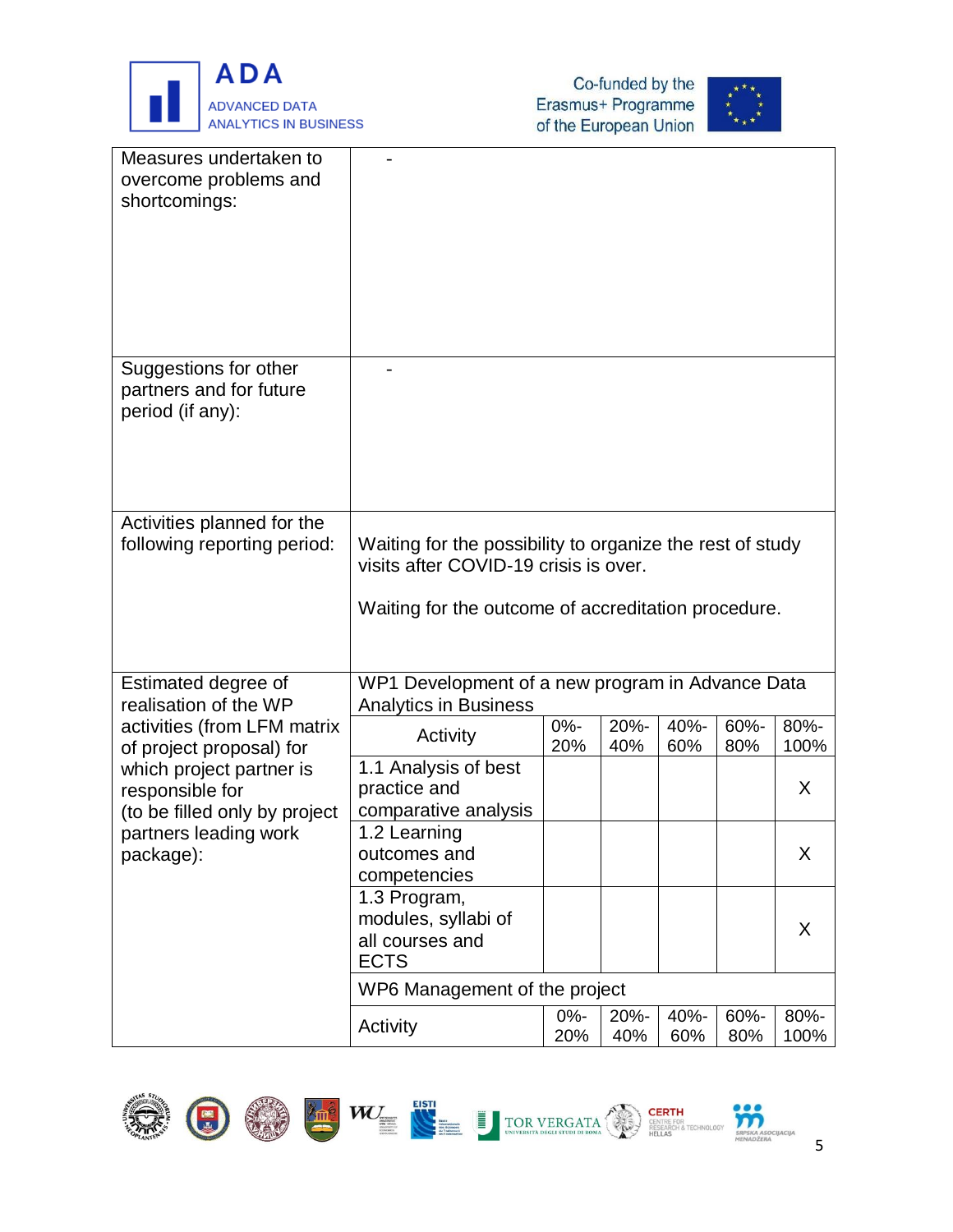| Measures undertaken to overcome problems and shortcomings: | - | | | | | |
|---|---|---|---|---|---|---|
| Suggestions for other partners and for future period (if any): | - | | | | | |
| Activities planned for the following reporting period: | Waiting for the possibility to organize the rest of study visits after COVID-19 crisis is over.<br><br>Waiting for the outcome of accreditation procedure. | | | | | |
| Estimated degree of realisation of the WP activities (from LFM matrix of project proposal) for which project partner is responsible for (to be filled only by project partners leading work package): | WP1 Development of a new program in Advance Data Analytics in Business | | | | | |
| | Activity | 0%-20% | 20%-40% | 40%-60% | 60%-80% | 80%-100% |
| | 1.1 Analysis of best practice and comparative analysis | | | | | X |
| | 1.2 Learning outcomes and competencies | | | | | X |
| | 1.3 Program, modules, syllabi of all courses and ECTS | | | | | X |
| | WP6 Management of the project | | | | | |
| | Activity | 0%-20% | 20%-40% | 40%-60% | 60%-80% | 80%-100% |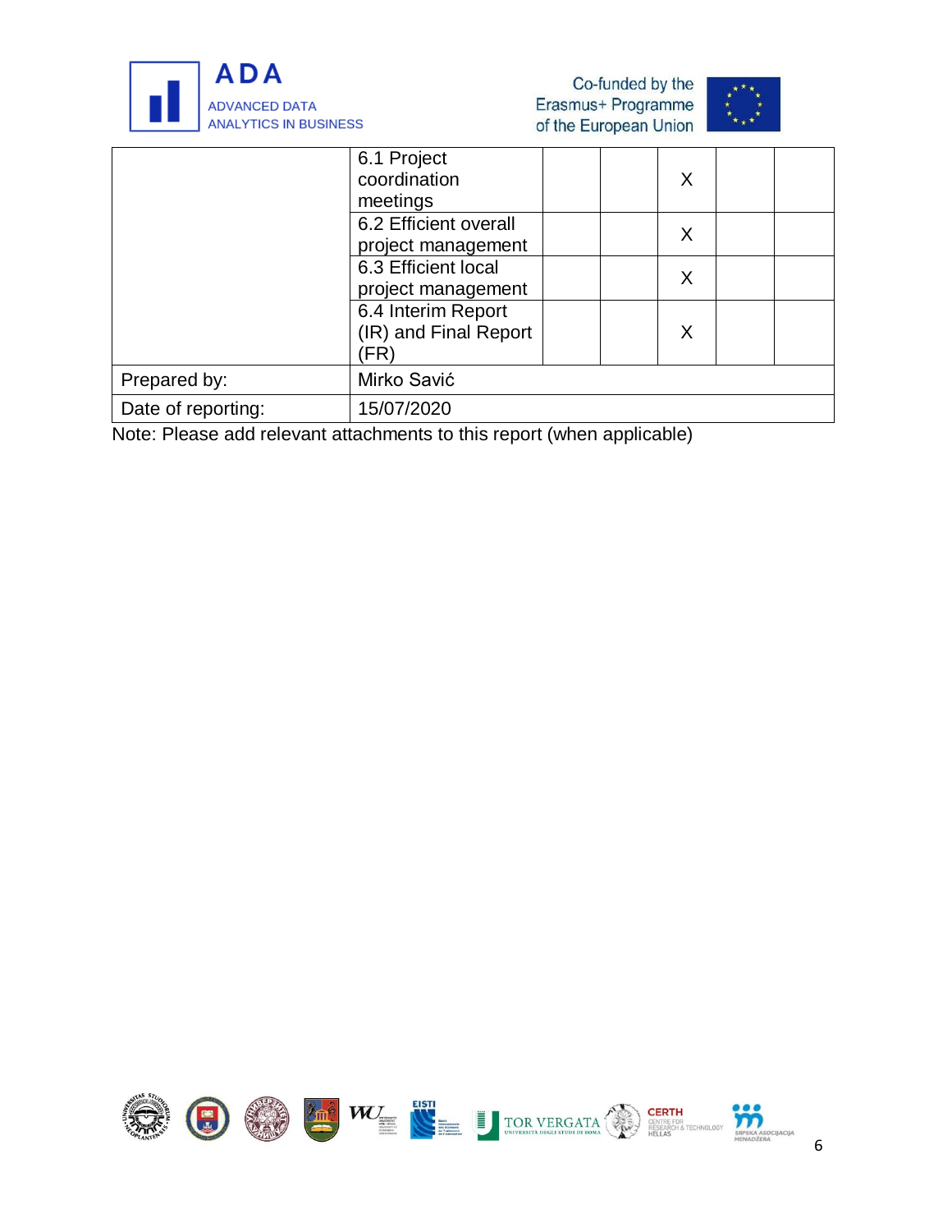| | | | | | | |
|---|---|---|---|---|---|---|
| | 6.1 Project coordination meetings | | | X | | |
| | 6.2 Efficient overall project management | | | X | | |
| | 6.3 Efficient local project management | | | X | | |
| | 6.4 Interim Report (IR) and Final Report (FR) | | | X | | |
| Prepared by: | Mirko Savić | | | | | |
| Date of reporting: | 15/07/2020 | | | | | |

Note: Please add relevant attachments to this report (when applicable)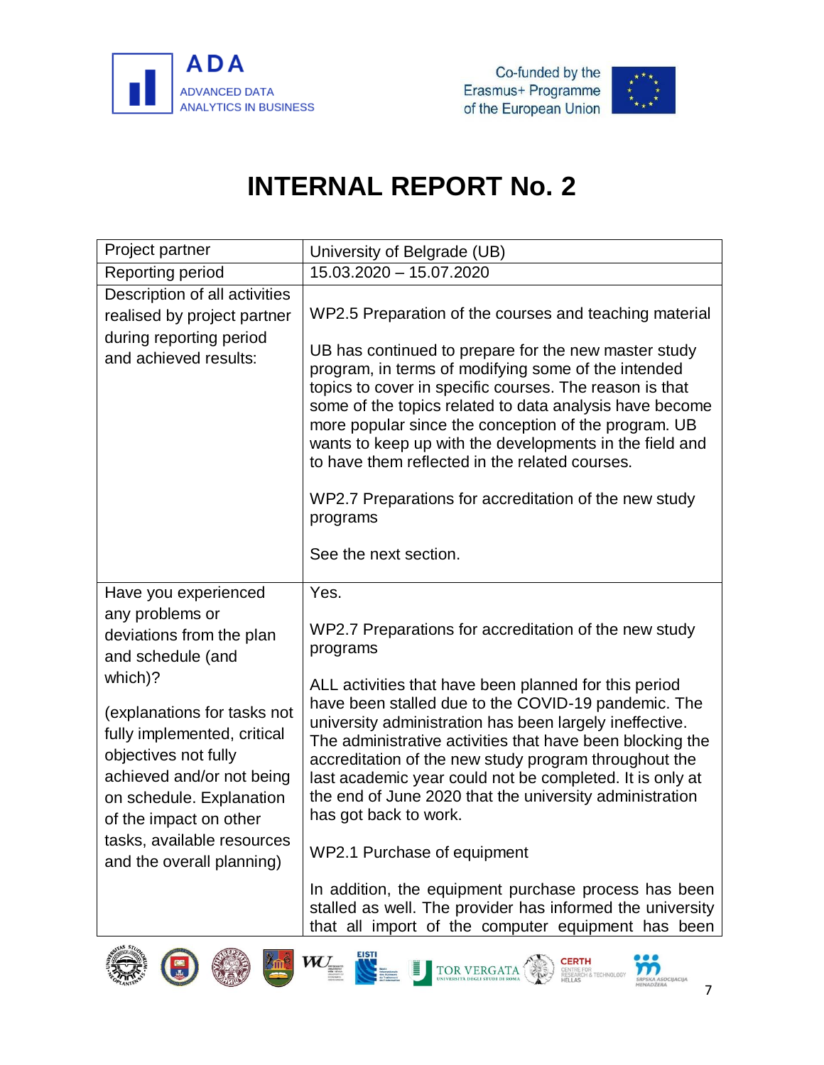# INTERNAL REPORT No. 2

| Project partner | University of Belgrade (UB) |
|---|---|
| Reporting period | 15.03.2020 – 15.07.2020 |
| Description of all activities realised by project partner during reporting period and achieved results: | WP2.5 Preparation of the courses and teaching material<br><br>UB has continued to prepare for the new master study program, in terms of modifying some of the intended topics to cover in specific courses. The reason is that some of the topics related to data analysis have become more popular since the conception of the program. UB wants to keep up with the developments in the field and to have them reflected in the related courses.<br><br>WP2.7 Preparations for accreditation of the new study programs<br><br>See the next section. |
| Have you experienced any problems or deviations from the plan and schedule (and which)?<br><br>(explanations for tasks not fully implemented, critical objectives not fully achieved and/or not being on schedule. Explanation of the impact on other tasks, available resources and the overall planning) | Yes.<br><br>WP2.7 Preparations for accreditation of the new study programs<br><br>ALL activities that have been planned for this period have been stalled due to the COVID-19 pandemic. The university administration has been largely ineffective. The administrative activities that have been blocking the accreditation of the new study program throughout the last academic year could not be completed. It is only at the end of June 2020 that the university administration has got back to work.<br><br>WP2.1 Purchase of equipment<br><br>In addition, the equipment purchase process has been stalled as well. The provider has informed the university that all import of the computer equipment has been |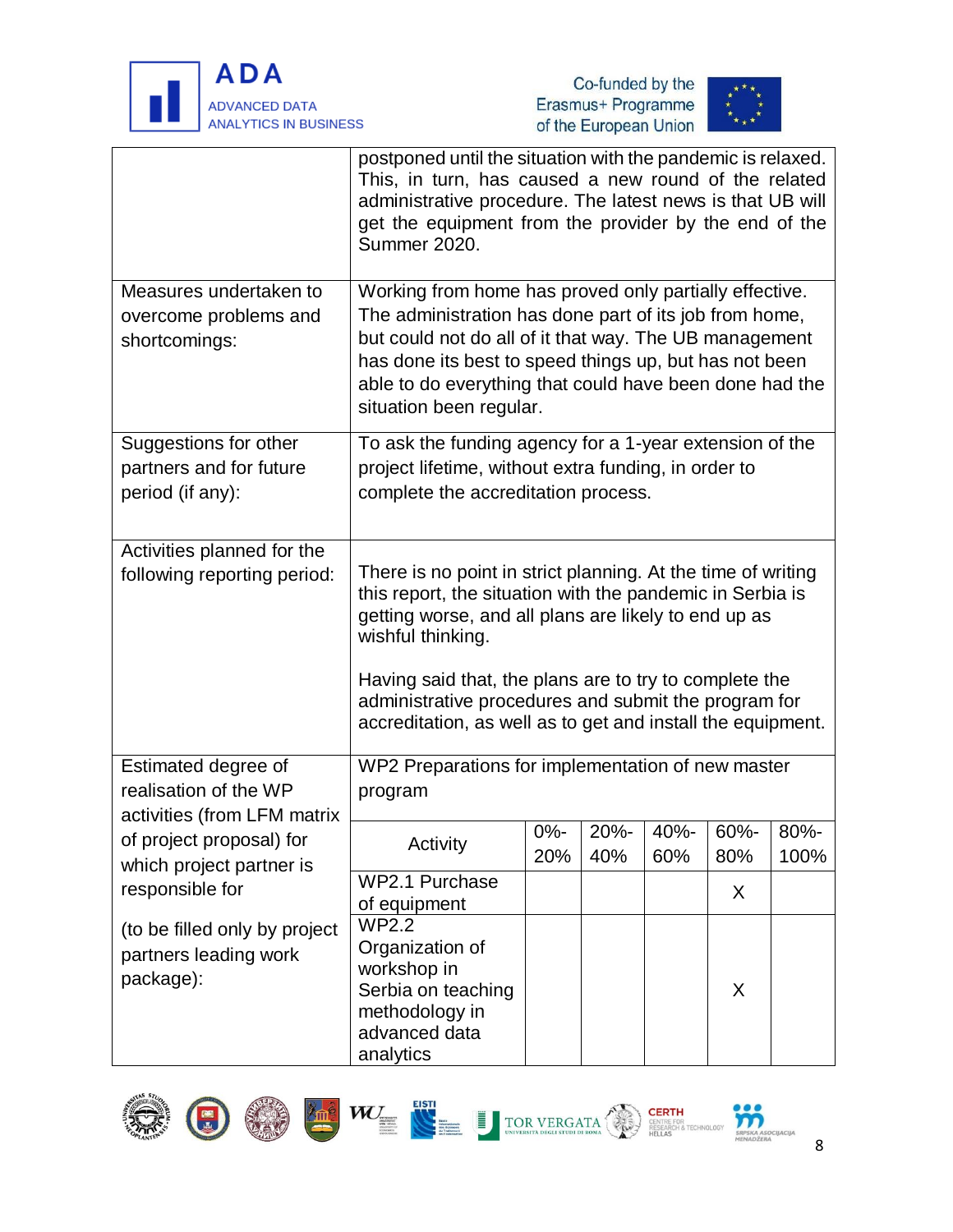| | |
|---|---|
| | postponed until the situation with the pandemic is relaxed. This, in turn, has caused a new round of the related administrative procedure. The latest news is that UB will get the equipment from the provider by the end of the Summer 2020. |
| Measures undertaken to overcome problems and shortcomings: | Working from home has proved only partially effective. The administration has done part of its job from home, but could not do all of it that way. The UB management has done its best to speed things up, but has not been able to do everything that could have been done had the situation been regular. |
| Suggestions for other partners and for future period (if any): | To ask the funding agency for a 1-year extension of the project lifetime, without extra funding, in order to complete the accreditation process. |
| Activities planned for the following reporting period: | There is no point in strict planning. At the time of writing this report, the situation with the pandemic in Serbia is getting worse, and all plans are likely to end up as wishful thinking.<br><br>Having said that, the plans are to try to complete the administrative procedures and submit the program for accreditation, as well as to get and install the equipment. |

Estimated degree of realisation of the WP activities (from LFM matrix of project proposal) for which project partner is responsible for

(to be filled only by project partners leading work package):

WP2 Preparations for implementation of new master program

| Activity | 0%-20% | 20%-40% | 40%-60% | 60%-80% | 80%-100% |
|---|---|---|---|---|---|
| WP2.1 Purchase of equipment | | | | X | |
| WP2.2 Organization of workshop in Serbia on teaching methodology in advanced data analytics | | | | X | |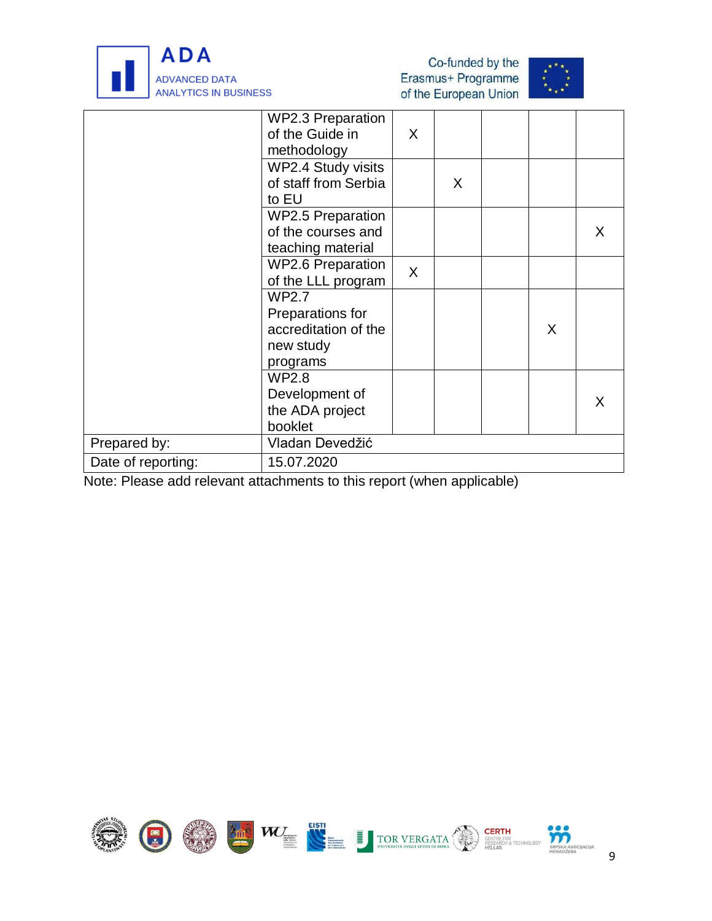| | | | | | | |
|---|---|---|---|---|---|---|
| | WP2.3 Preparation of the Guide in methodology | X | | | | |
| | WP2.4 Study visits of staff from Serbia to EU | | X | | | |
| | WP2.5 Preparation of the courses and teaching material | | | | | X |
| | WP2.6 Preparation of the LLL program | X | | | | |
| | WP2.7 Preparations for accreditation of the new study programs | | | | X | |
| | WP2.8 Development of the ADA project booklet | | | | | X |
| Prepared by: | Vladan Devedžić | | | | | |
| Date of reporting: | 15.07.2020 | | | | | |

Note: Please add relevant attachments to this report (when applicable)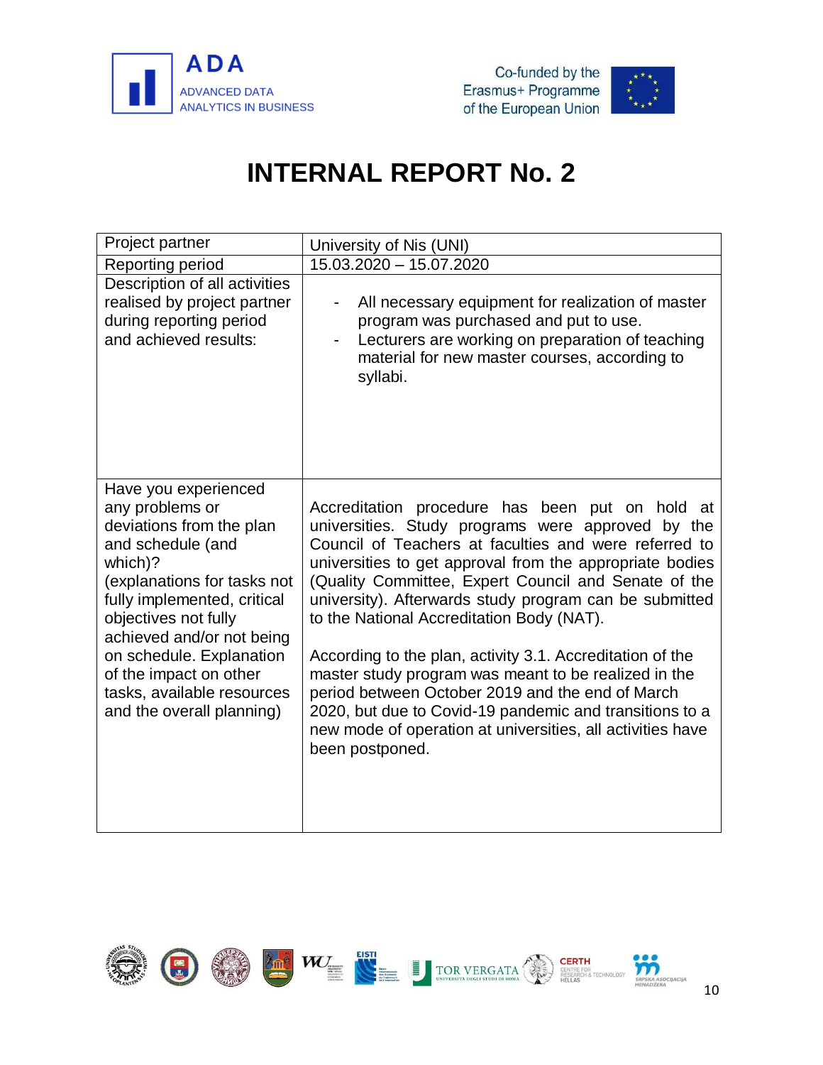# INTERNAL REPORT No. 2

| Project partner | University of Nis (UNI) |
|---|---|
| Reporting period | 15.03.2020 – 15.07.2020 |
| Description of all activities realised by project partner during reporting period and achieved results: | - All necessary equipment for realization of master program was purchased and put to use.<br>- Lecturers are working on preparation of teaching material for new master courses, according to syllabi. |
| Have you experienced any problems or deviations from the plan and schedule (and which)?<br>(explanations for tasks not fully implemented, critical objectives not fully achieved and/or not being on schedule. Explanation of the impact on other tasks, available resources and the overall planning) | Accreditation procedure has been put on hold at universities. Study programs were approved by the Council of Teachers at faculties and were referred to universities to get approval from the appropriate bodies (Quality Committee, Expert Council and Senate of the university). Afterwards study program can be submitted to the National Accreditation Body (NAT).<br><br>According to the plan, activity 3.1. Accreditation of the master study program was meant to be realized in the period between October 2019 and the end of March 2020, but due to Covid-19 pandemic and transitions to a new mode of operation at universities, all activities have been postponed. |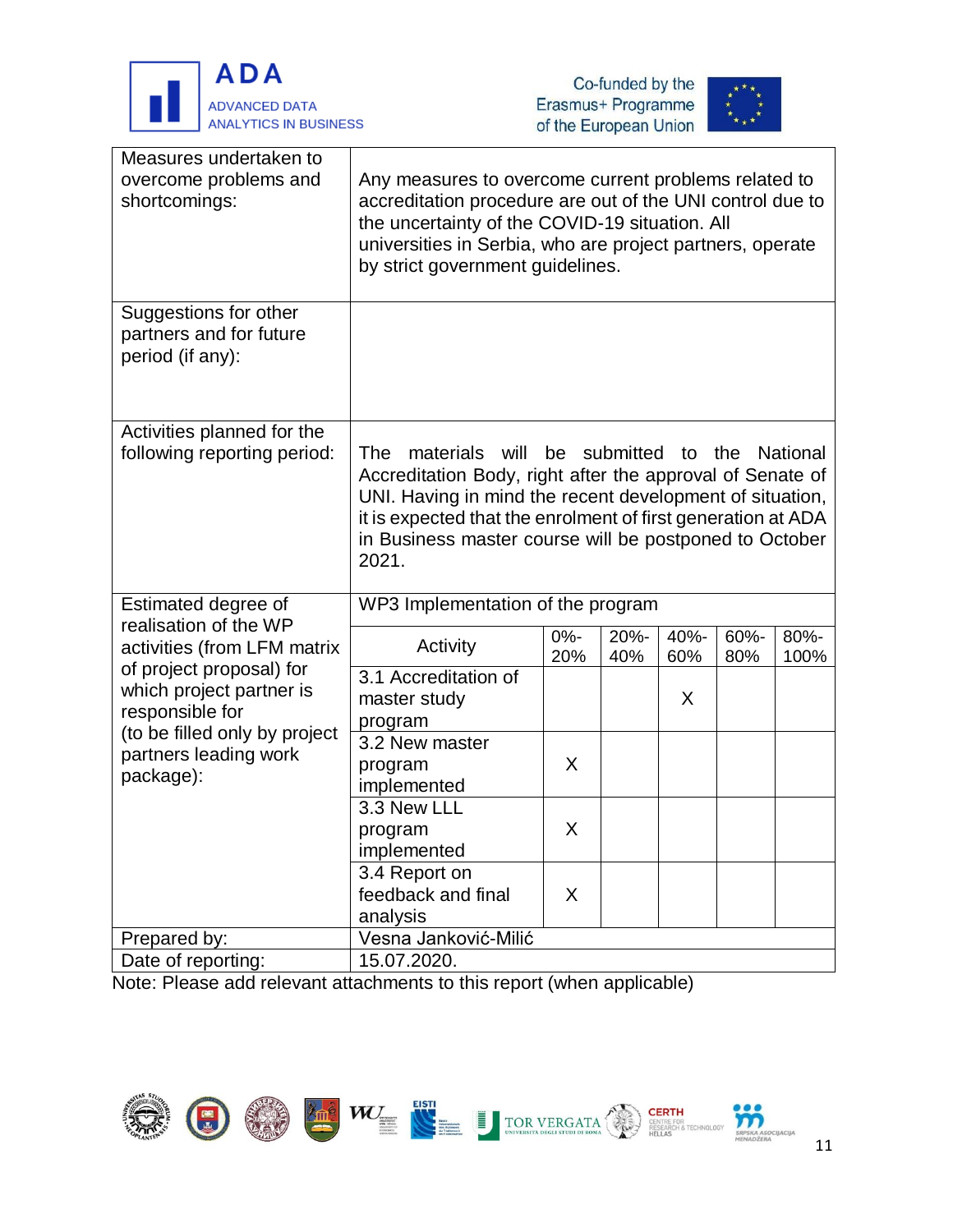| | |
|---|---|
| Measures undertaken to overcome problems and shortcomings: | Any measures to overcome current problems related to accreditation procedure are out of the UNI control due to the uncertainty of the COVID-19 situation. All universities in Serbia, who are project partners, operate by strict government guidelines. |
| Suggestions for other partners and for future period (if any): | |
| Activities planned for the following reporting period: | The materials will be submitted to the National Accreditation Body, right after the approval of Senate of UNI. Having in mind the recent development of situation, it is expected that the enrolment of first generation at ADA in Business master course will be postponed to October 2021. |

| Estimated degree of realisation of the WP activities (from LFM matrix of project proposal) for which project partner is responsible for (to be filled only by project partners leading work package): | WP3 Implementation of the program | | | | | |
|---|---|---|---|---|---|---|
| | Activity | 0%-20% | 20%-40% | 40%-60% | 60%-80% | 80%-100% |
| | 3.1 Accreditation of master study program | | | X | | |
| | 3.2 New master program implemented | X | | | | |
| | 3.3 New LLL program implemented | X | | | | |
| | 3.4 Report on feedback and final analysis | X | | | | |
| Prepared by: | Vesna Janković-Milić | | | | | |
| Date of reporting: | 15.07.2020. | | | | | |

Note: Please add relevant attachments to this report (when applicable)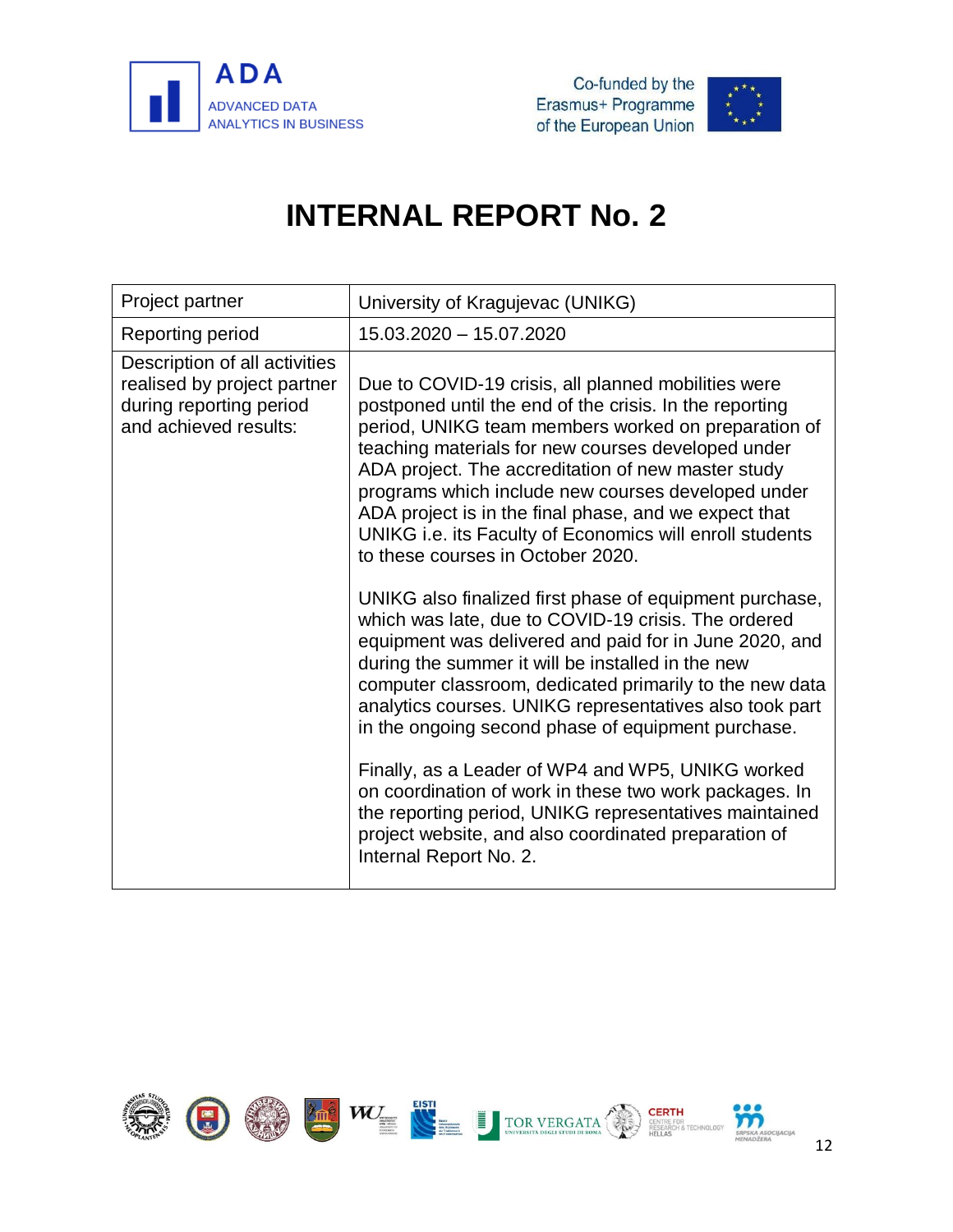# INTERNAL REPORT No. 2

| Project partner | University of Kragujevac (UNIKG) |
|---|---|
| Reporting period | 15.03.2020 – 15.07.2020 |
| Description of all activities realised by project partner during reporting period and achieved results: | Due to COVID-19 crisis, all planned mobilities were postponed until the end of the crisis. In the reporting period, UNIKG team members worked on preparation of teaching materials for new courses developed under ADA project. The accreditation of new master study programs which include new courses developed under ADA project is in the final phase, and we expect that UNIKG i.e. its Faculty of Economics will enroll students to these courses in October 2020.<br><br>UNIKG also finalized first phase of equipment purchase, which was late, due to COVID-19 crisis. The ordered equipment was delivered and paid for in June 2020, and during the summer it will be installed in the new computer classroom, dedicated primarily to the new data analytics courses. UNIKG representatives also took part in the ongoing second phase of equipment purchase.<br><br>Finally, as a Leader of WP4 and WP5, UNIKG worked on coordination of work in these two work packages. In the reporting period, UNIKG representatives maintained project website, and also coordinated preparation of Internal Report No. 2. |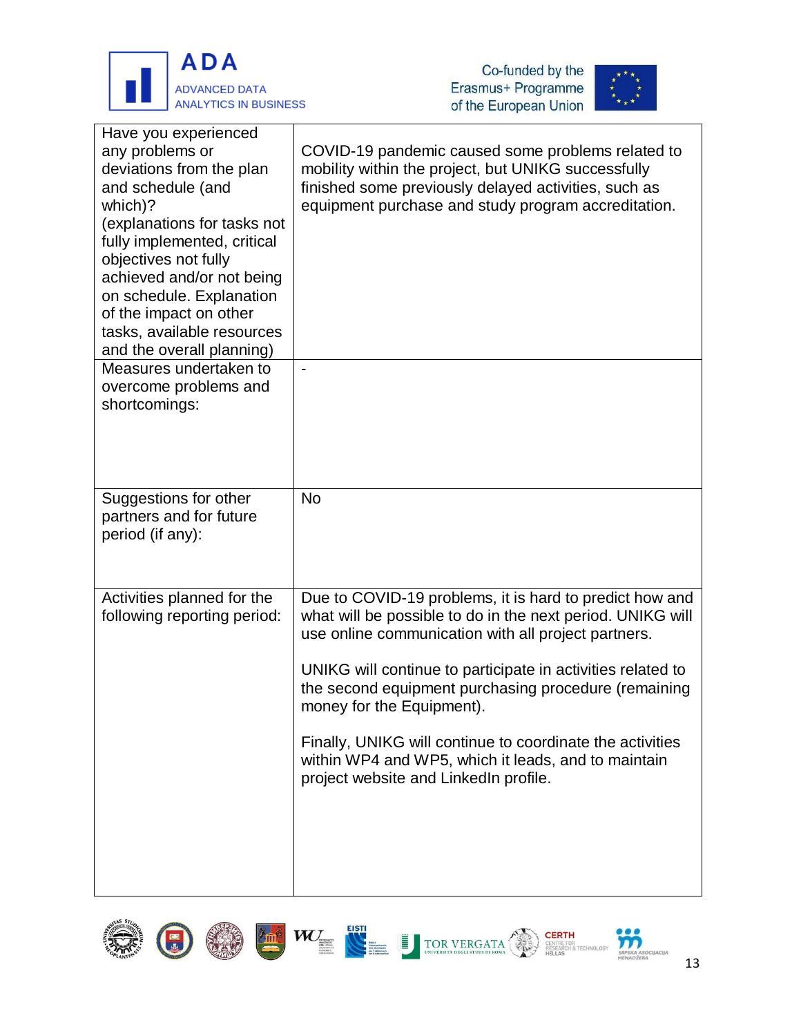| Have you experienced any problems or deviations from the plan and schedule (and which)? (explanations for tasks not fully implemented, critical objectives not fully achieved and/or not being on schedule. Explanation of the impact on other tasks, available resources and the overall planning) | COVID-19 pandemic caused some problems related to mobility within the project, but UNIKG successfully finished some previously delayed activities, such as equipment purchase and study program accreditation. |
|---|---|
| Measures undertaken to overcome problems and shortcomings: | - |
| Suggestions for other partners and for future period (if any): | No |
| Activities planned for the following reporting period: | Due to COVID-19 problems, it is hard to predict how and what will be possible to do in the next period. UNIKG will use online communication with all project partners.<br><br>UNIKG will continue to participate in activities related to the second equipment purchasing procedure (remaining money for the Equipment).<br><br>Finally, UNIKG will continue to coordinate the activities within WP4 and WP5, which it leads, and to maintain project website and LinkedIn profile. |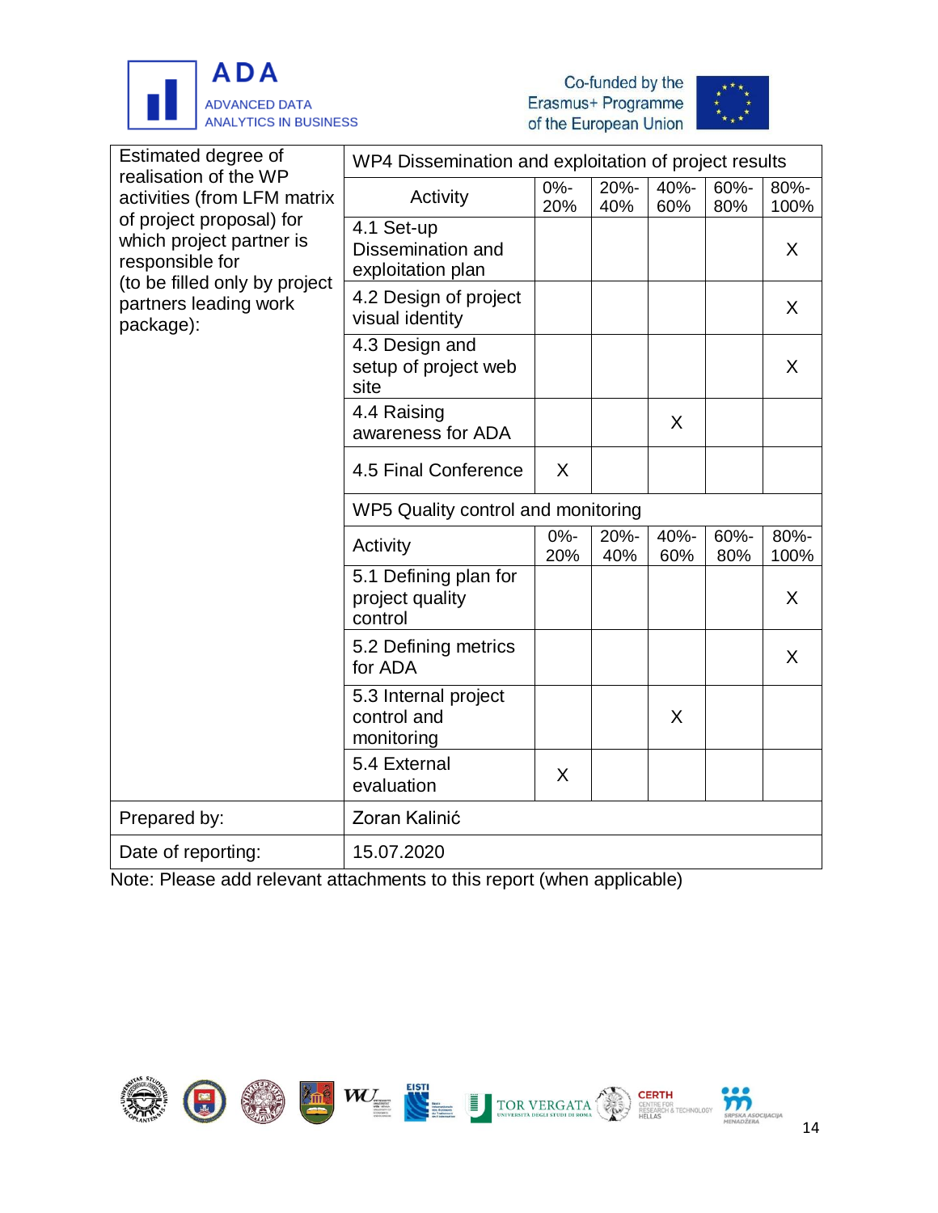| Estimated degree of realisation of the WP activities (from LFM matrix of project proposal) for which project partner is responsible for (to be filled only by project partners leading work package): | WP4 Dissemination and exploitation of project results | | | | | |
|---|---|---|---|---|---|---|
| | Activity | 0%-20% | 20%-40% | 40%-60% | 60%-80% | 80%-100% |
| | 4.1 Set-up Dissemination and exploitation plan | | | | | X |
| | 4.2 Design of project visual identity | | | | | X |
| | 4.3 Design and setup of project web site | | | | | X |
| | 4.4 Raising awareness for ADA | | | X | | |
| | 4.5 Final Conference | X | | | | |
| | WP5 Quality control and monitoring | | | | | |
| | Activity | 0%-20% | 20%-40% | 40%-60% | 60%-80% | 80%-100% |
| | 5.1 Defining plan for project quality control | | | | | X |
| | 5.2 Defining metrics for ADA | | | | | X |
| | 5.3 Internal project control and monitoring | | | X | | |
| | 5.4 External evaluation | X | | | | |
| Prepared by: | Zoran Kalinić | | | | | |
| Date of reporting: | 15.07.2020 | | | | | |

Note: Please add relevant attachments to this report (when applicable)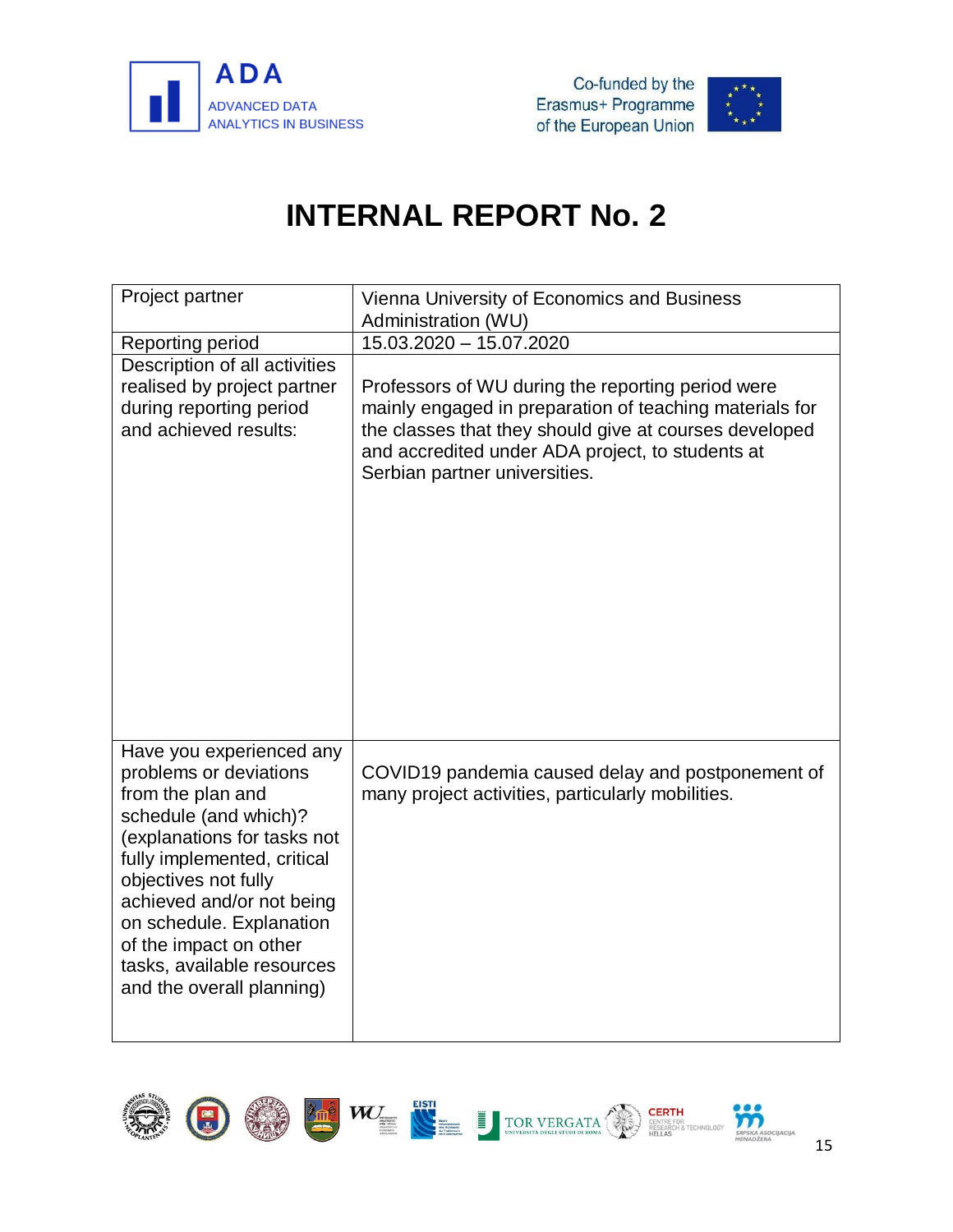# INTERNAL REPORT No. 2

| Project partner | Vienna University of Economics and Business Administration (WU) |
|---|---|
| Reporting period | 15.03.2020 – 15.07.2020 |
| Description of all activities realised by project partner during reporting period and achieved results: | Professors of WU during the reporting period were mainly engaged in preparation of teaching materials for the classes that they should give at courses developed and accredited under ADA project, to students at Serbian partner universities. |
| Have you experienced any problems or deviations from the plan and schedule (and which)? (explanations for tasks not fully implemented, critical objectives not fully achieved and/or not being on schedule. Explanation of the impact on other tasks, available resources and the overall planning) | COVID19 pandemia caused delay and postponement of many project activities, particularly mobilities. |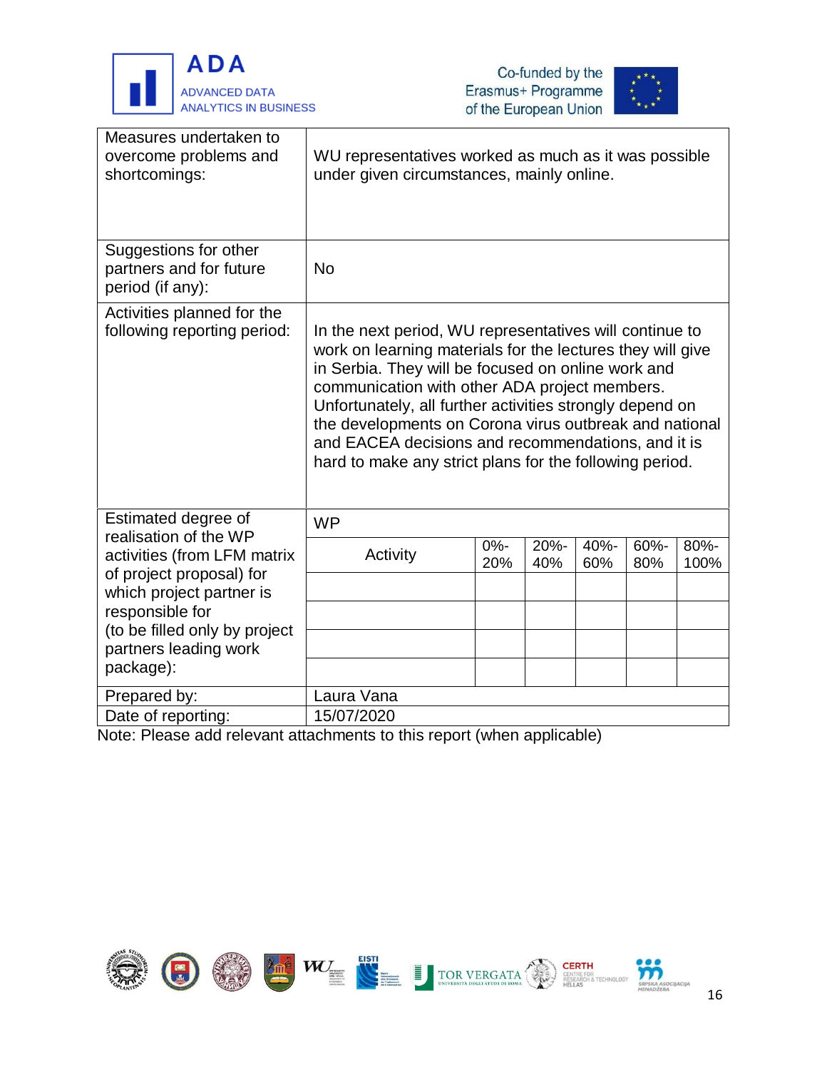| | |
|---|---|
| Measures undertaken to overcome problems and shortcomings: | WU representatives worked as much as it was possible under given circumstances, mainly online. |
| Suggestions for other partners and for future period (if any): | No |
| Activities planned for the following reporting period: | In the next period, WU representatives will continue to work on learning materials for the lectures they will give in Serbia. They will be focused on online work and communication with other ADA project members. Unfortunately, all further activities strongly depend on the developments on Corona virus outbreak and national and EACEA decisions and recommendations, and it is hard to make any strict plans for the following period. |

| Estimated degree of realisation of the WP activities (from LFM matrix of project proposal) for which project partner is responsible for (to be filled only by project partners leading work package): | WP | | | | | |
|---|---|---|---|---|---|---|
| | Activity | 0%-20% | 20%-40% | 40%-60% | 60%-80% | 80%-100% |
| | | | | | | |
| | | | | | | |
| | | | | | | |
| | | | | | | |

| | |
|---|---|
| Prepared by: | Laura Vana |
| Date of reporting: | 15/07/2020 |

Note: Please add relevant attachments to this report (when applicable)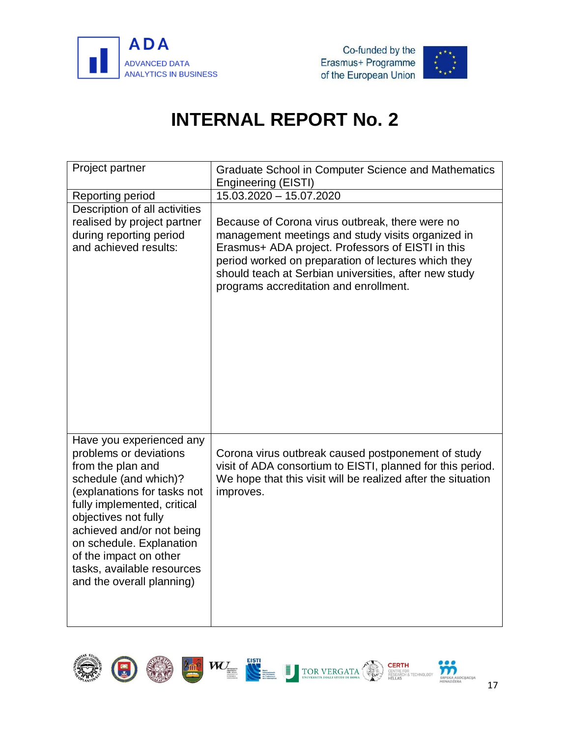# INTERNAL REPORT No. 2

| Project partner | Graduate School in Computer Science and Mathematics Engineering (EISTI) |
|---|---|
| Reporting period | 15.03.2020 – 15.07.2020 |
| Description of all activities realised by project partner during reporting period and achieved results: | Because of Corona virus outbreak, there were no management meetings and study visits organized in Erasmus+ ADA project. Professors of EISTI in this period worked on preparation of lectures which they should teach at Serbian universities, after new study programs accreditation and enrollment. |
| Have you experienced any problems or deviations from the plan and schedule (and which)? (explanations for tasks not fully implemented, critical objectives not fully achieved and/or not being on schedule. Explanation of the impact on other tasks, available resources and the overall planning) | Corona virus outbreak caused postponement of study visit of ADA consortium to EISTI, planned for this period. We hope that this visit will be realized after the situation improves. |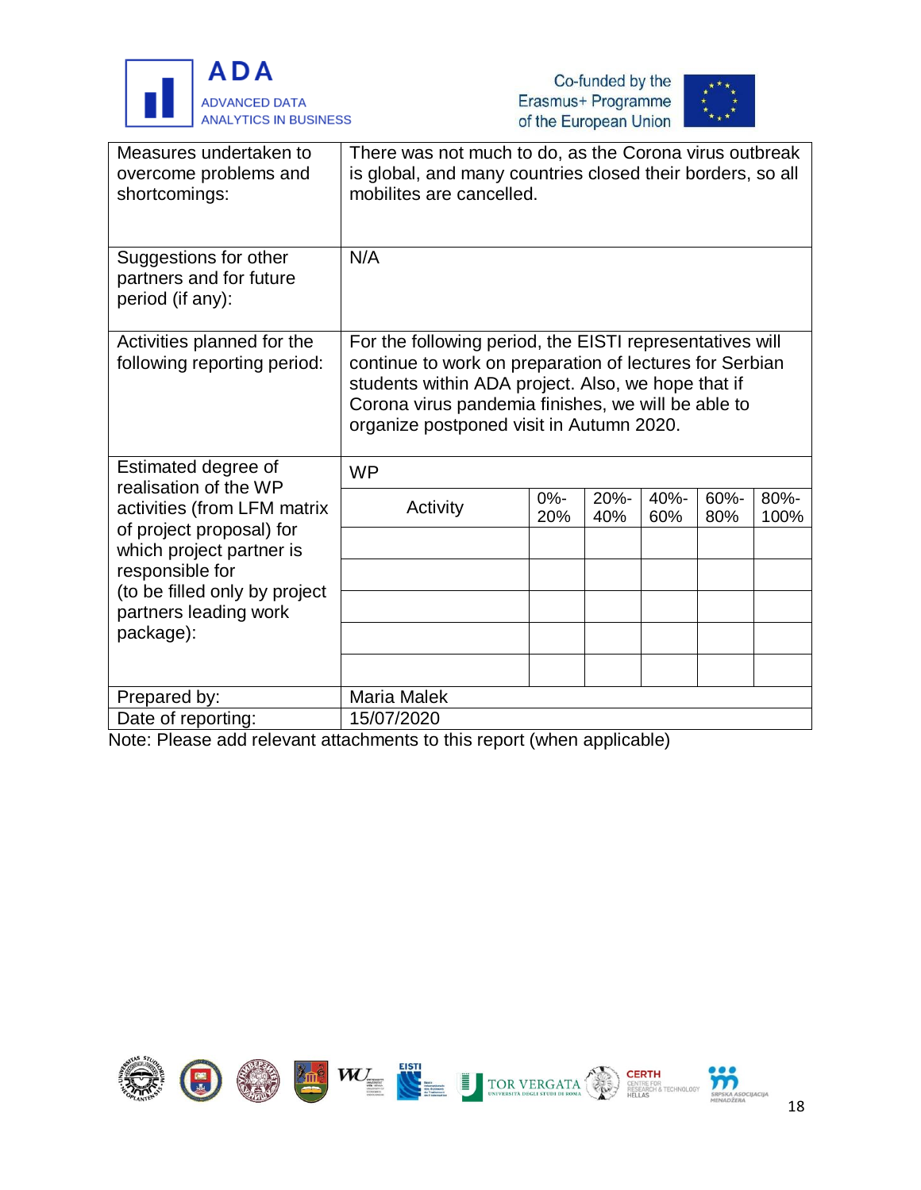| | |
|---|---|
| Measures undertaken to overcome problems and shortcomings: | There was not much to do, as the Corona virus outbreak is global, and many countries closed their borders, so all mobilites are cancelled. |
| Suggestions for other partners and for future period (if any): | N/A |
| Activities planned for the following reporting period: | For the following period, the EISTI representatives will continue to work on preparation of lectures for Serbian students within ADA project. Also, we hope that if Corona virus pandemia finishes, we will be able to organize postponed visit in Autumn 2020. |

Estimated degree of realisation of the WP activities (from LFM matrix of project proposal) for which project partner is responsible for (to be filled only by project partners leading work package):

| WP | | | | | |
|---|---|---|---|---|---|
| Activity | 0%-20% | 20%-40% | 40%-60% | 60%-80% | 80%-100% |
| | | | | | |
| | | | | | |
| | | | | | |
| | | | | | |
| | | | | | |

| | |
|---|---|
| Prepared by: | Maria Malek |
| Date of reporting: | 15/07/2020 |

Note: Please add relevant attachments to this report (when applicable)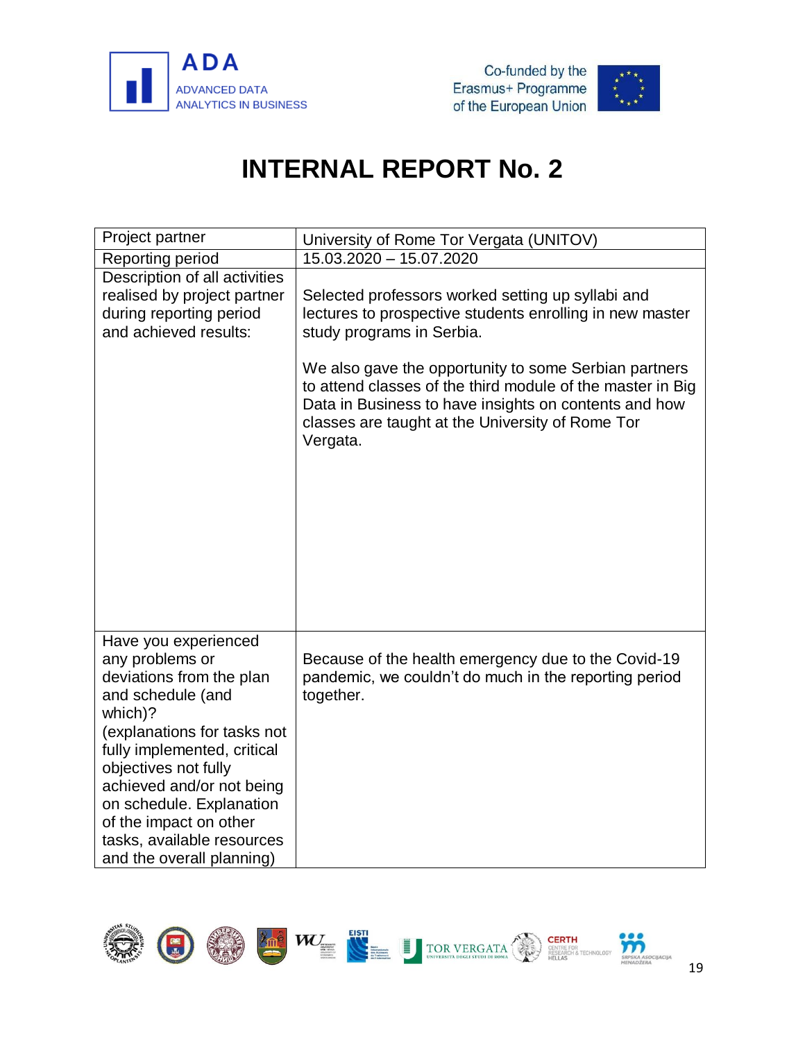# INTERNAL REPORT No. 2

| Project partner | University of Rome Tor Vergata (UNITOV) |
|---|---|
| Reporting period | 15.03.2020 – 15.07.2020 |
| Description of all activities realised by project partner during reporting period and achieved results: | Selected professors worked setting up syllabi and lectures to prospective students enrolling in new master study programs in Serbia.<br><br>We also gave the opportunity to some Serbian partners to attend classes of the third module of the master in Big Data in Business to have insights on contents and how classes are taught at the University of Rome Tor Vergata. |
| Have you experienced any problems or deviations from the plan and schedule (and which)?<br>(explanations for tasks not fully implemented, critical objectives not fully achieved and/or not being on schedule. Explanation of the impact on other tasks, available resources and the overall planning) | Because of the health emergency due to the Covid-19 pandemic, we couldn't do much in the reporting period together. |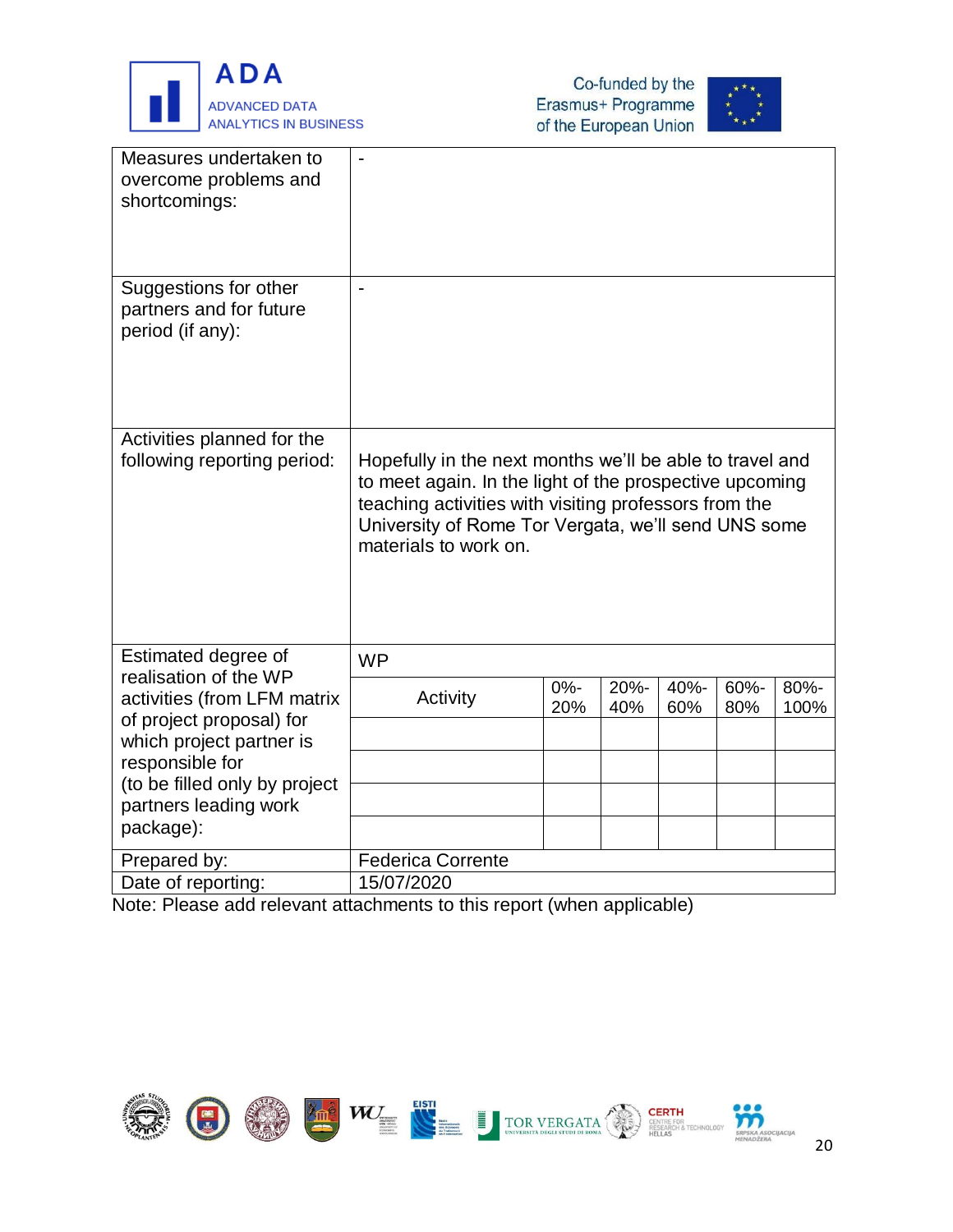| | |
|---|---|
| Measures undertaken to overcome problems and shortcomings: | - |
| Suggestions for other partners and for future period (if any): | - |
| Activities planned for the following reporting period: | Hopefully in the next months we'll be able to travel and to meet again. In the light of the prospective upcoming teaching activities with visiting professors from the University of Rome Tor Vergata, we'll send UNS some materials to work on. |

Estimated degree of realisation of the WP activities (from LFM matrix of project proposal) for which project partner is responsible for (to be filled only by project partners leading work package):

| WP | | | | | |
|---|---|---|---|---|---|
| Activity | 0%-20% | 20%-40% | 40%-60% | 60%-80% | 80%-100% |
| | | | | | |
| | | | | | |
| | | | | | |
| | | | | | |

| | |
|---|---|
| Prepared by: | Federica Corrente |
| Date of reporting: | 15/07/2020 |

Note: Please add relevant attachments to this report (when applicable)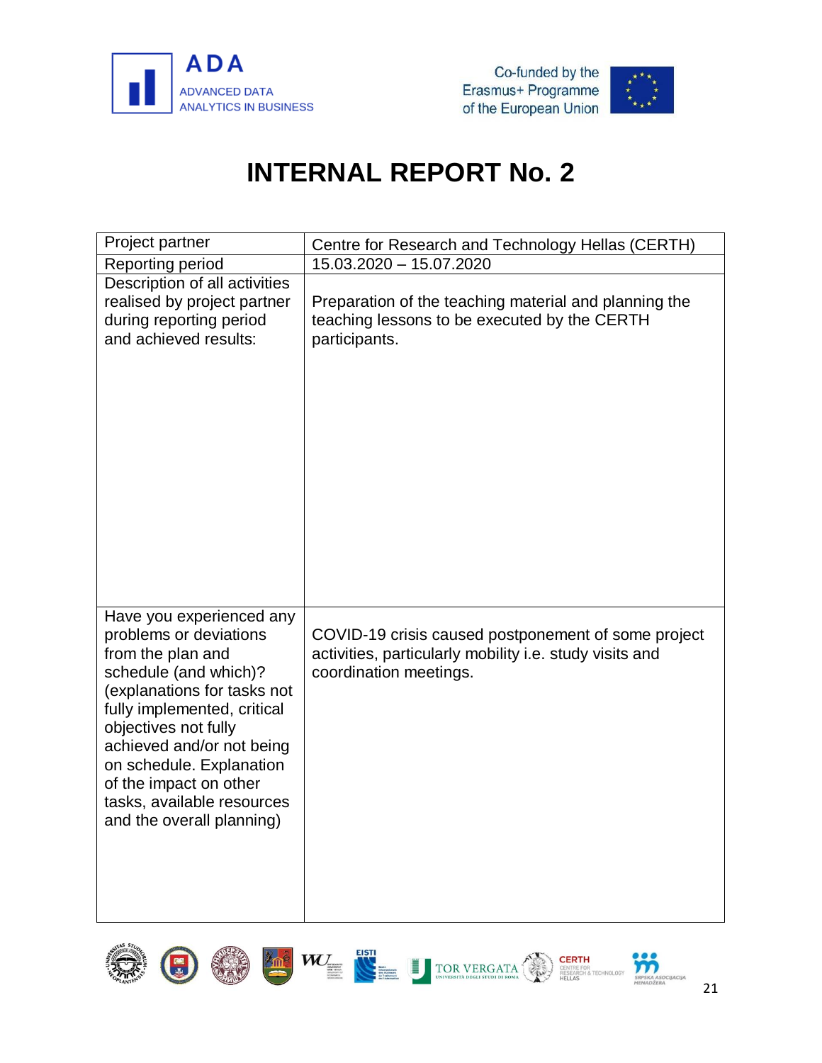# INTERNAL REPORT No. 2

| Project partner | Centre for Research and Technology Hellas (CERTH) |
|---|---|
| Reporting period | 15.03.2020 – 15.07.2020 |
| Description of all activities realised by project partner during reporting period and achieved results: | Preparation of the teaching material and planning the teaching lessons to be executed by the CERTH participants. |
| Have you experienced any problems or deviations from the plan and schedule (and which)? (explanations for tasks not fully implemented, critical objectives not fully achieved and/or not being on schedule. Explanation of the impact on other tasks, available resources and the overall planning) | COVID-19 crisis caused postponement of some project activities, particularly mobility i.e. study visits and coordination meetings. |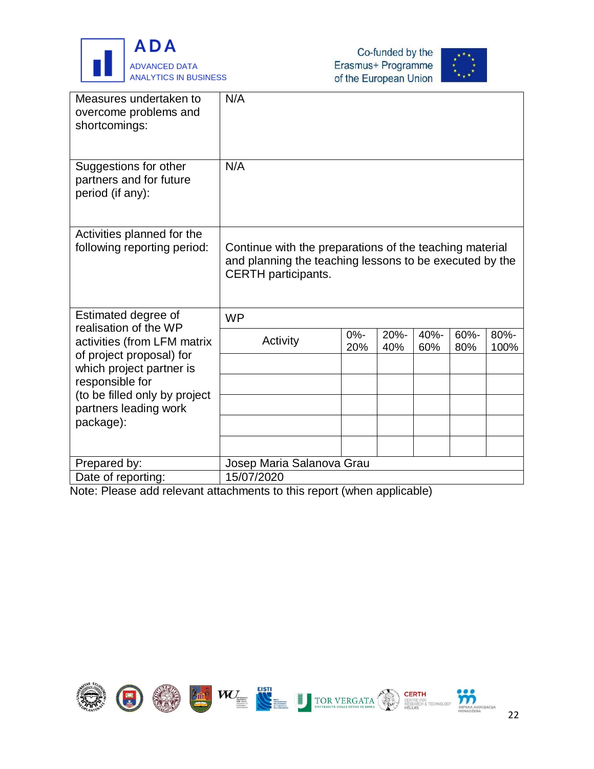| Measures undertaken to overcome problems and shortcomings: | N/A | | | | | |
|---|---|---|---|---|---|---|
| Suggestions for other partners and for future period (if any): | N/A | | | | | |
| Activities planned for the following reporting period: | Continue with the preparations of the teaching material and planning the teaching lessons to be executed by the CERTH participants. | | | | | |
| Estimated degree of realisation of the WP activities (from LFM matrix of project proposal) for which project partner is responsible for (to be filled only by project partners leading work package): | WP | | | | | |
| | Activity | 0%-20% | 20%-40% | 40%-60% | 60%-80% | 80%-100% |
| | | | | | | |
| | | | | | | |
| | | | | | | |
| | | | | | | |
| | | | | | | |
| Prepared by: | Josep Maria Salanova Grau | | | | | |
| Date of reporting: | 15/07/2020 | | | | | |

Note: Please add relevant attachments to this report (when applicable)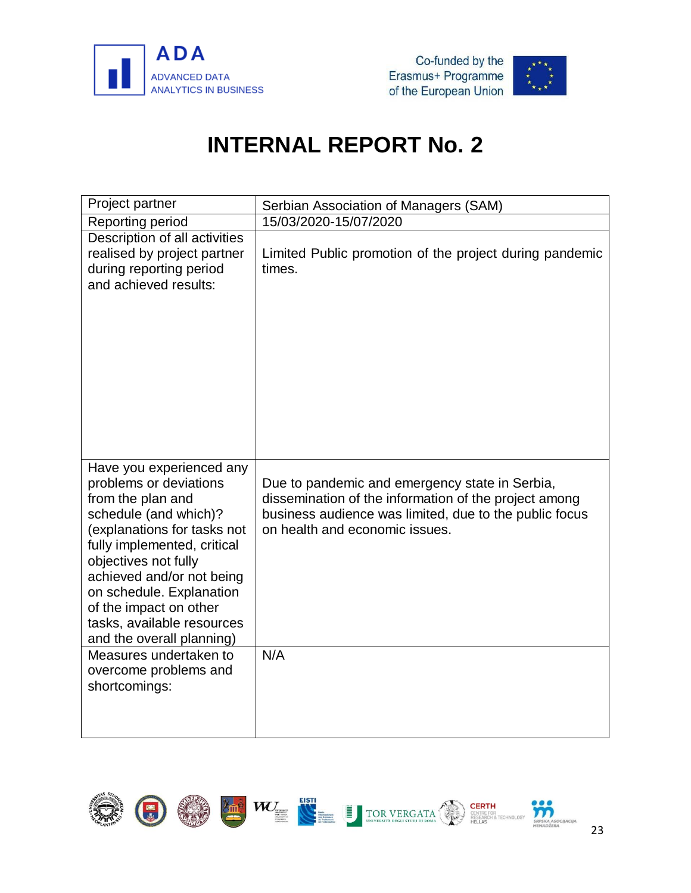# INTERNAL REPORT No. 2

| Project partner | Serbian Association of Managers (SAM) |
|---|---|
| Reporting period | 15/03/2020-15/07/2020 |
| Description of all activities realised by project partner during reporting period and achieved results: | Limited Public promotion of the project during pandemic times. |
| Have you experienced any problems or deviations from the plan and schedule (and which)? (explanations for tasks not fully implemented, critical objectives not fully achieved and/or not being on schedule. Explanation of the impact on other tasks, available resources and the overall planning) | Due to pandemic and emergency state in Serbia, dissemination of the information of the project among business audience was limited, due to the public focus on health and economic issues. |
| Measures undertaken to overcome problems and shortcomings: | N/A |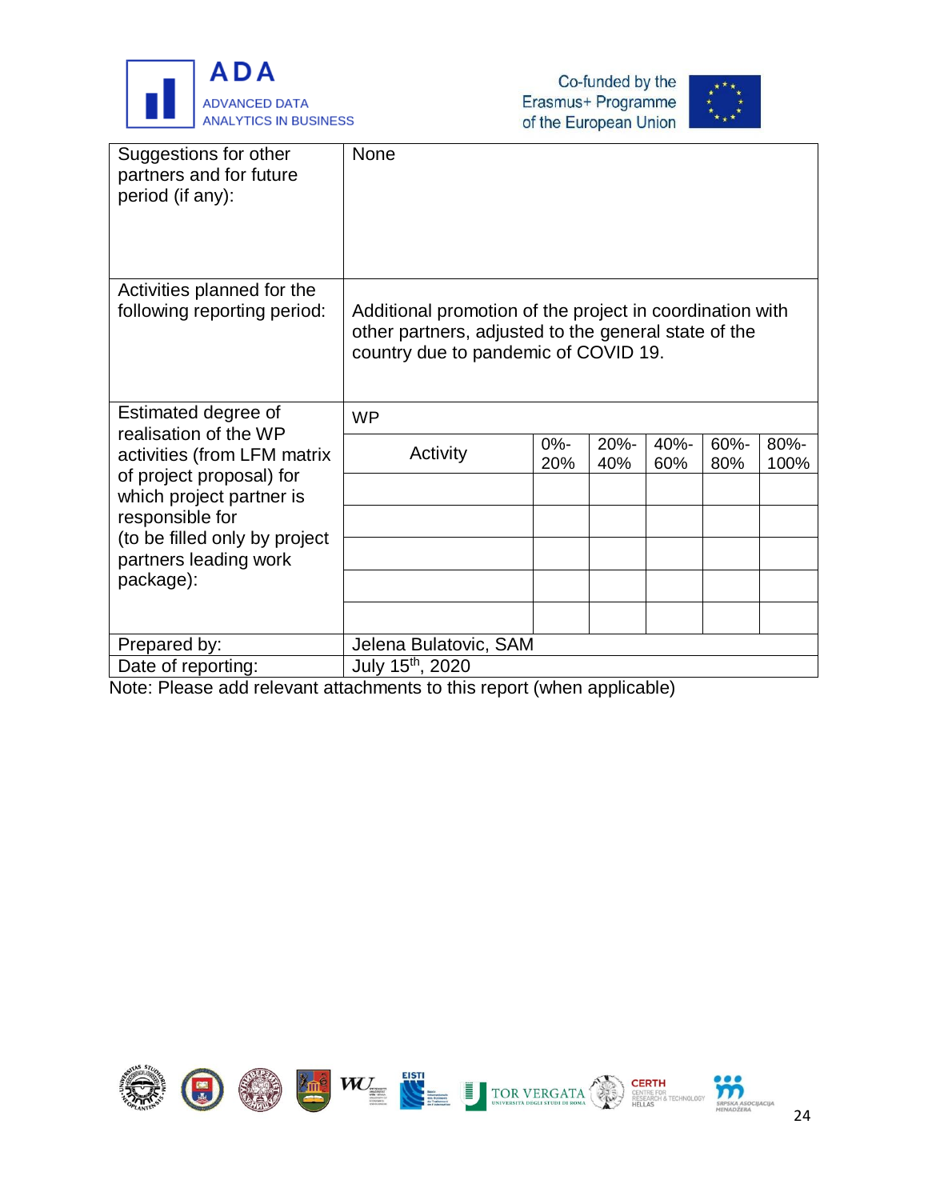| | | | | | | |
|---|---|---|---|---|---|---|
| Suggestions for other partners and for future period (if any): | None | | | | | |
| Activities planned for the following reporting period: | Additional promotion of the project in coordination with other partners, adjusted to the general state of the country due to pandemic of COVID 19. | | | | | |
| Estimated degree of realisation of the WP activities (from LFM matrix of project proposal) for which project partner is responsible for (to be filled only by project partners leading work package): | WP | | | | | |
| | Activity | 0%-20% | 20%-40% | 40%-60% | 60%-80% | 80%-100% |
| | | | | | | |
| | | | | | | |
| | | | | | | |
| | | | | | | |
| | | | | | | |
| Prepared by: | Jelena Bulatovic, SAM | | | | | |
| Date of reporting: | July 15th, 2020 | | | | | |

Note: Please add relevant attachments to this report (when applicable)